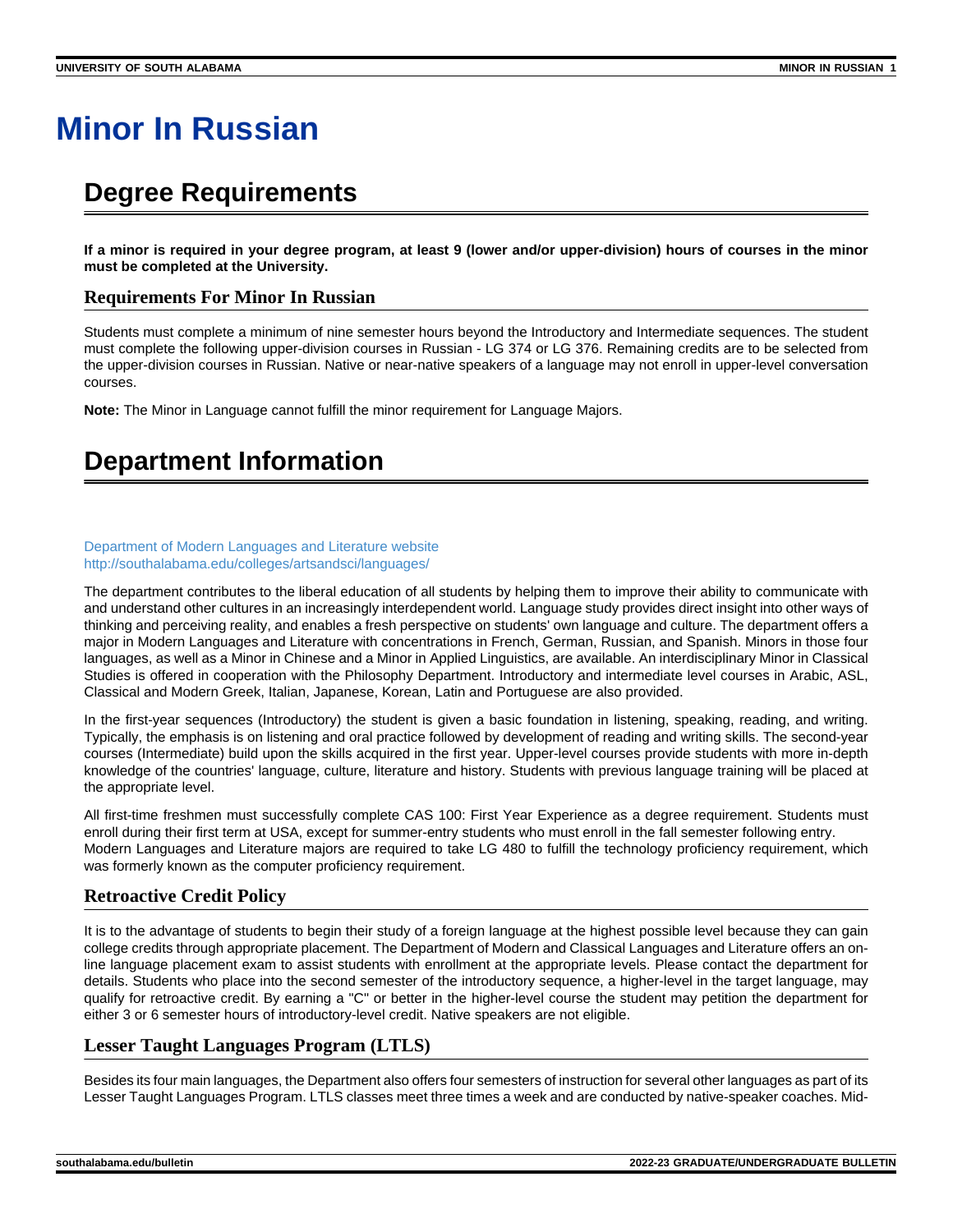# Minor In Russian

## Degree Requirements

**If a minor is required in your degree program, at least 9 (lower and/or upper-division) hours of courses in the minor must be completed at the University.**

### Requirements For Minor In Russian

Students must complete a minimum of nine semester hours beyond the Introductory and Intermediate sequences. The student must complete the following upper-division courses in Russian - LG 374 or LG 376. Remaining credits are to be selected from the upper-division courses in Russian. Native or near-native speakers of a language may not enroll in upper-level conversation courses.

**Note:** The Minor in Language cannot fulfill the minor requirement for Language Majors.

## Department Information

Department of Modern Languages and Literature website
http://southalabama.edu/colleges/artsandsci/languages/

The department contributes to the liberal education of all students by helping them to improve their ability to communicate with and understand other cultures in an increasingly interdependent world. Language study provides direct insight into other ways of thinking and perceiving reality, and enables a fresh perspective on students' own language and culture. The department offers a major in Modern Languages and Literature with concentrations in French, German, Russian, and Spanish. Minors in those four languages, as well as a Minor in Chinese and a Minor in Applied Linguistics, are available. An interdisciplinary Minor in Classical Studies is offered in cooperation with the Philosophy Department. Introductory and intermediate level courses in Arabic, ASL, Classical and Modern Greek, Italian, Japanese, Korean, Latin and Portuguese are also provided.

In the first-year sequences (Introductory) the student is given a basic foundation in listening, speaking, reading, and writing. Typically, the emphasis is on listening and oral practice followed by development of reading and writing skills. The second-year courses (Intermediate) build upon the skills acquired in the first year. Upper-level courses provide students with more in-depth knowledge of the countries' language, culture, literature and history. Students with previous language training will be placed at the appropriate level.

All first-time freshmen must successfully complete CAS 100: First Year Experience as a degree requirement. Students must enroll during their first term at USA, except for summer-entry students who must enroll in the fall semester following entry.
Modern Languages and Literature majors are required to take LG 480 to fulfill the technology proficiency requirement, which was formerly known as the computer proficiency requirement.

### Retroactive Credit Policy

It is to the advantage of students to begin their study of a foreign language at the highest possible level because they can gain college credits through appropriate placement. The Department of Modern and Classical Languages and Literature offers an on-line language placement exam to assist students with enrollment at the appropriate levels. Please contact the department for details. Students who place into the second semester of the introductory sequence, a higher-level in the target language, may qualify for retroactive credit. By earning a "C" or better in the higher-level course the student may petition the department for either 3 or 6 semester hours of introductory-level credit. Native speakers are not eligible.

### Lesser Taught Languages Program (LTLS)

Besides its four main languages, the Department also offers four semesters of instruction for several other languages as part of its Lesser Taught Languages Program. LTLS classes meet three times a week and are conducted by native-speaker coaches. Mid-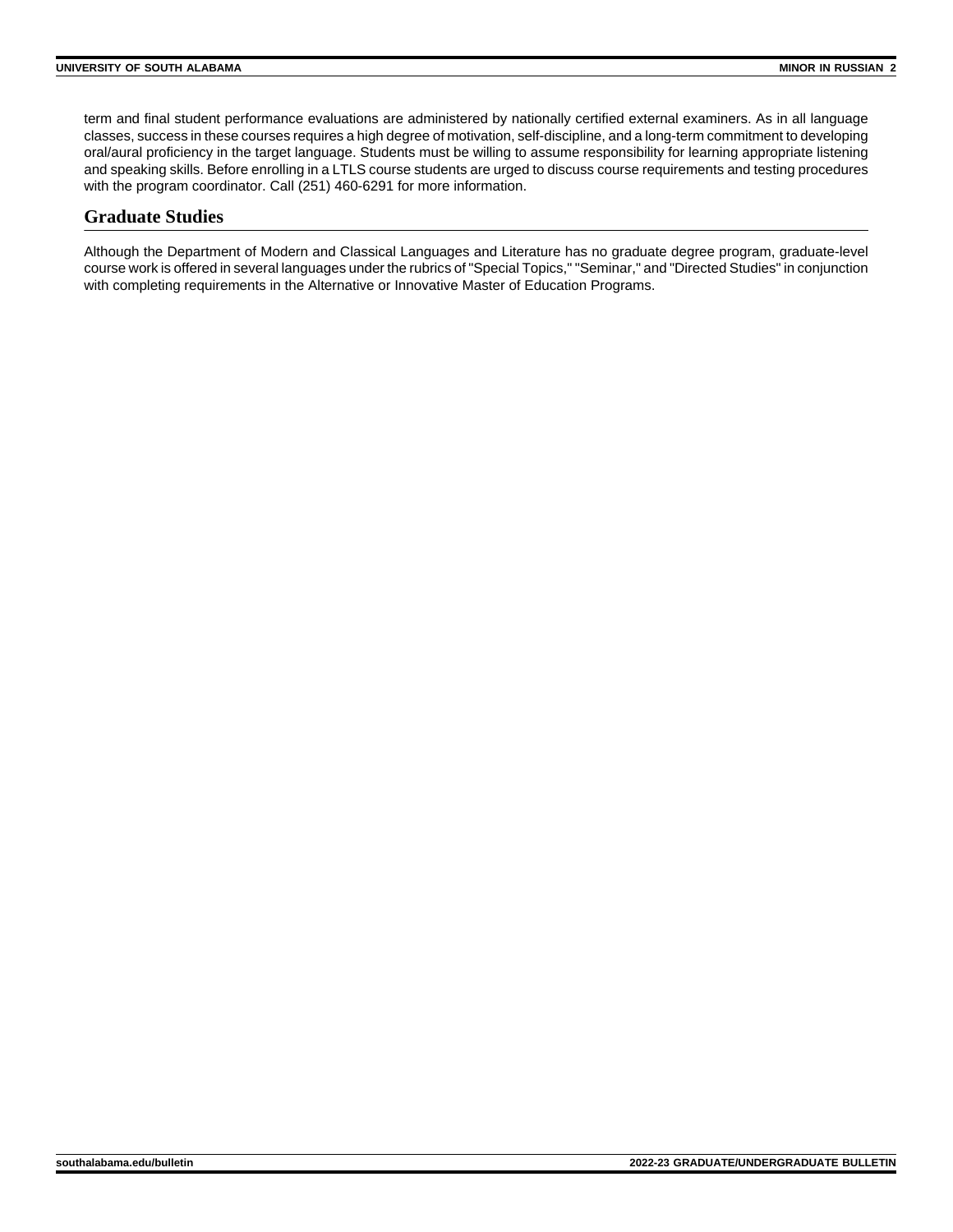term and final student performance evaluations are administered by nationally certified external examiners. As in all language classes, success in these courses requires a high degree of motivation, self-discipline, and a long-term commitment to developing oral/aural proficiency in the target language. Students must be willing to assume responsibility for learning appropriate listening and speaking skills. Before enrolling in a LTLS course students are urged to discuss course requirements and testing procedures with the program coordinator. Call (251) 460-6291 for more information.

## Graduate Studies

Although the Department of Modern and Classical Languages and Literature has no graduate degree program, graduate-level course work is offered in several languages under the rubrics of "Special Topics," "Seminar," and "Directed Studies" in conjunction with completing requirements in the Alternative or Innovative Master of Education Programs.